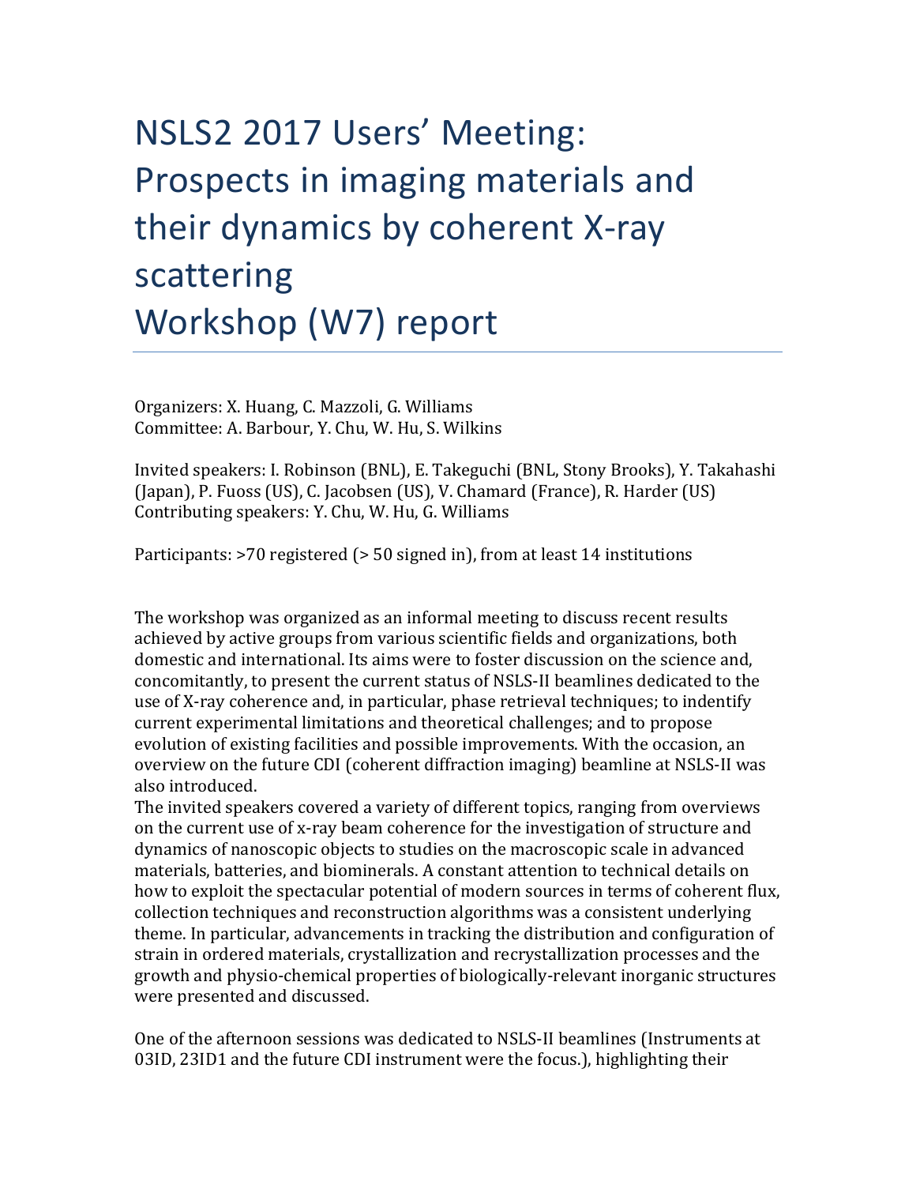# NSLS2 2017 Users' Meeting: Prospects in imaging materials and their dynamics by coherent X-ray scattering Workshop (W7) report

Organizers: X. Huang, C. Mazzoli, G. Williams
Committee: A. Barbour, Y. Chu, W. Hu, S. Wilkins

Invited speakers: I. Robinson (BNL), E. Takeguchi (BNL, Stony Brooks), Y. Takahashi (Japan), P. Fuoss (US), C. Jacobsen (US), V. Chamard (France), R. Harder (US)
Contributing speakers: Y. Chu, W. Hu, G. Williams

Participants: >70 registered (> 50 signed in), from at least 14 institutions

The workshop was organized as an informal meeting to discuss recent results achieved by active groups from various scientific fields and organizations, both domestic and international. Its aims were to foster discussion on the science and, concomitantly, to present the current status of NSLS-II beamlines dedicated to the use of X-ray coherence and, in particular, phase retrieval techniques; to indentify current experimental limitations and theoretical challenges; and to propose evolution of existing facilities and possible improvements. With the occasion, an overview on the future CDI (coherent diffraction imaging) beamline at NSLS-II was also introduced.
The invited speakers covered a variety of different topics, ranging from overviews on the current use of x-ray beam coherence for the investigation of structure and dynamics of nanoscopic objects to studies on the macroscopic scale in advanced materials, batteries, and biominerals. A constant attention to technical details on how to exploit the spectacular potential of modern sources in terms of coherent flux, collection techniques and reconstruction algorithms was a consistent underlying theme. In particular, advancements in tracking the distribution and configuration of strain in ordered materials, crystallization and recrystallization processes and the growth and physio-chemical properties of biologically-relevant inorganic structures were presented and discussed.

One of the afternoon sessions was dedicated to NSLS-II beamlines (Instruments at 03ID, 23ID1 and the future CDI instrument were the focus.), highlighting their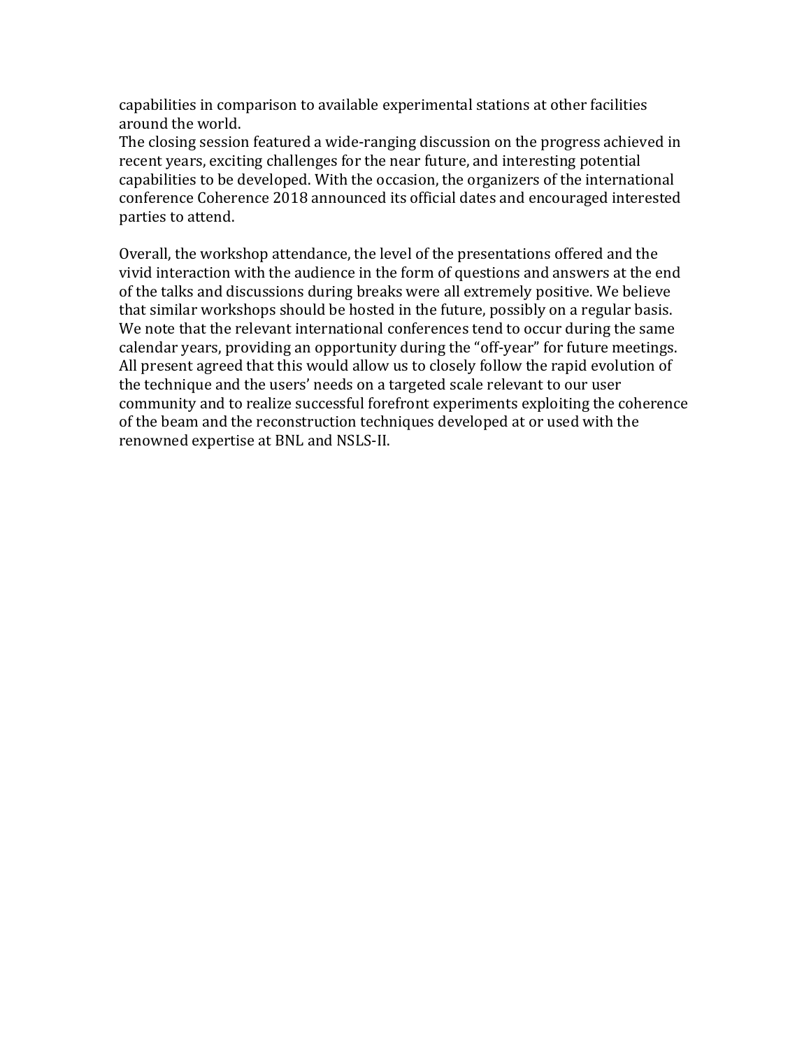capabilities in comparison to available experimental stations at other facilities around the world.

The closing session featured a wide-ranging discussion on the progress achieved in recent years, exciting challenges for the near future, and interesting potential capabilities to be developed. With the occasion, the organizers of the international conference Coherence 2018 announced its official dates and encouraged interested parties to attend.

Overall, the workshop attendance, the level of the presentations offered and the vivid interaction with the audience in the form of questions and answers at the end of the talks and discussions during breaks were all extremely positive. We believe that similar workshops should be hosted in the future, possibly on a regular basis. We note that the relevant international conferences tend to occur during the same calendar years, providing an opportunity during the "off-year" for future meetings. All present agreed that this would allow us to closely follow the rapid evolution of the technique and the users' needs on a targeted scale relevant to our user community and to realize successful forefront experiments exploiting the coherence of the beam and the reconstruction techniques developed at or used with the renowned expertise at BNL and NSLS-II.